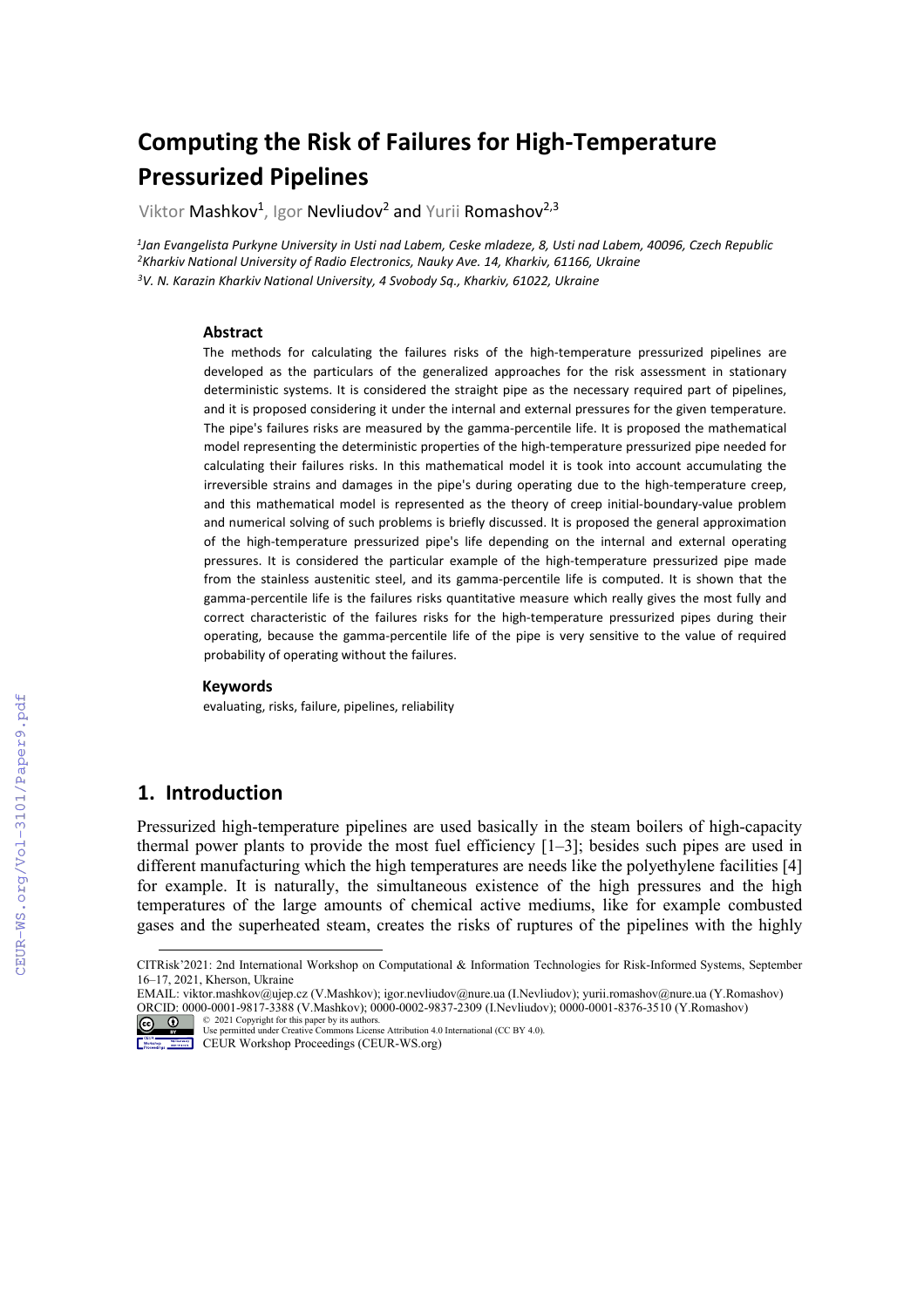# Computing the Risk of Failures for High-Temperature Pressurized Pipelines

Viktor Mashkov[1], Igor Nevliudov[2] and Yurii Romashov[2,3]

*[1]Jan Evangelista Purkyne University in Usti nad Labem, Ceske mladeze, 8, Usti nad Labem, 40096, Czech Republic*
*[2]Kharkiv National University of Radio Electronics, Nauky Ave. 14, Kharkiv, 61166, Ukraine*
*[3]V. N. Karazin Kharkiv National University, 4 Svobody Sq., Kharkiv, 61022, Ukraine*

### Abstract

The methods for calculating the failures risks of the high-temperature pressurized pipelines are developed as the particulars of the generalized approaches for the risk assessment in stationary deterministic systems. It is considered the straight pipe as the necessary required part of pipelines, and it is proposed considering it under the internal and external pressures for the given temperature. The pipe's failures risks are measured by the gamma-percentile life. It is proposed the mathematical model representing the deterministic properties of the high-temperature pressurized pipe needed for calculating their failures risks. In this mathematical model it is took into account accumulating the irreversible strains and damages in the pipe's during operating due to the high-temperature creep, and this mathematical model is represented as the theory of creep initial-boundary-value problem and numerical solving of such problems is briefly discussed. It is proposed the general approximation of the high-temperature pressurized pipe's life depending on the internal and external operating pressures. It is considered the particular example of the high-temperature pressurized pipe made from the stainless austenitic steel, and its gamma-percentile life is computed. It is shown that the gamma-percentile life is the failures risks quantitative measure which really gives the most fully and correct characteristic of the failures risks for the high-temperature pressurized pipes during their operating, because the gamma-percentile life of the pipe is very sensitive to the value of required probability of operating without the failures.

### Keywords

evaluating, risks, failure, pipelines, reliability

## 1. Introduction

Pressurized high-temperature pipelines are used basically in the steam boilers of high-capacity thermal power plants to provide the most fuel efficiency [1–3]; besides such pipes are used in different manufacturing which the high temperatures are needs like the polyethylene facilities [4] for example. It is naturally, the simultaneous existence of the high pressures and the high temperatures of the large amounts of chemical active mediums, like for example combusted gases and the superheated steam, creates the risks of ruptures of the pipelines with the highly

---

CITRisk'2021: 2nd International Workshop on Computational & Information Technologies for Risk-Informed Systems, September 16–17, 2021, Kherson, Ukraine
EMAIL: viktor.mashkov@ujep.cz (V.Mashkov); igor.nevliudov@nure.ua (I.Nevliudov); yurii.romashov@nure.ua (Y.Romashov)
ORCID: 0000-0001-9817-3388 (V.Mashkov); 0000-0002-9837-2309 (I.Nevliudov); 0000-0001-8376-3510 (Y.Romashov)
© 2021 Copyright for this paper by its authors.
Use permitted under Creative Commons License Attribution 4.0 International (CC BY 4.0).
CEUR Workshop Proceedings (CEUR-WS.org)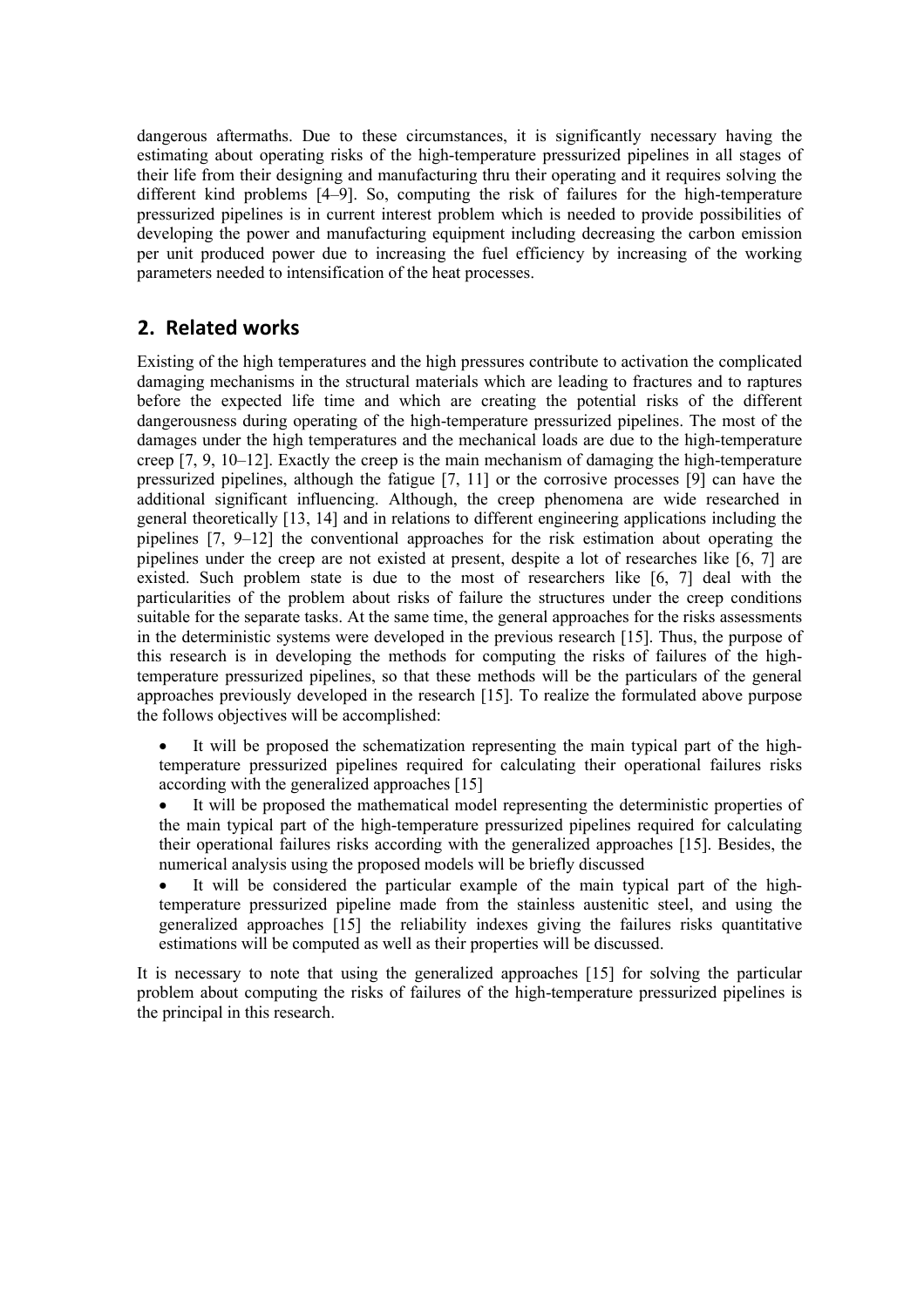dangerous aftermaths. Due to these circumstances, it is significantly necessary having the estimating about operating risks of the high-temperature pressurized pipelines in all stages of their life from their designing and manufacturing thru their operating and it requires solving the different kind problems [4–9]. So, computing the risk of failures for the high-temperature pressurized pipelines is in current interest problem which is needed to provide possibilities of developing the power and manufacturing equipment including decreasing the carbon emission per unit produced power due to increasing the fuel efficiency by increasing of the working parameters needed to intensification of the heat processes.

## 2. Related works

Existing of the high temperatures and the high pressures contribute to activation the complicated damaging mechanisms in the structural materials which are leading to fractures and to raptures before the expected life time and which are creating the potential risks of the different dangerousness during operating of the high-temperature pressurized pipelines. The most of the damages under the high temperatures and the mechanical loads are due to the high-temperature creep [7, 9, 10–12]. Exactly the creep is the main mechanism of damaging the high-temperature pressurized pipelines, although the fatigue [7, 11] or the corrosive processes [9] can have the additional significant influencing. Although, the creep phenomena are wide researched in general theoretically [13, 14] and in relations to different engineering applications including the pipelines [7, 9–12] the conventional approaches for the risk estimation about operating the pipelines under the creep are not existed at present, despite a lot of researches like [6, 7] are existed. Such problem state is due to the most of researchers like [6, 7] deal with the particularities of the problem about risks of failure the structures under the creep conditions suitable for the separate tasks. At the same time, the general approaches for the risks assessments in the deterministic systems were developed in the previous research [15]. Thus, the purpose of this research is in developing the methods for computing the risks of failures of the high-temperature pressurized pipelines, so that these methods will be the particulars of the general approaches previously developed in the research [15]. To realize the formulated above purpose the follows objectives will be accomplished:

- It will be proposed the schematization representing the main typical part of the high-temperature pressurized pipelines required for calculating their operational failures risks according with the generalized approaches [15]
- It will be proposed the mathematical model representing the deterministic properties of the main typical part of the high-temperature pressurized pipelines required for calculating their operational failures risks according with the generalized approaches [15]. Besides, the numerical analysis using the proposed models will be briefly discussed
- It will be considered the particular example of the main typical part of the high-temperature pressurized pipeline made from the stainless austenitic steel, and using the generalized approaches [15] the reliability indexes giving the failures risks quantitative estimations will be computed as well as their properties will be discussed.

It is necessary to note that using the generalized approaches [15] for solving the particular problem about computing the risks of failures of the high-temperature pressurized pipelines is the principal in this research.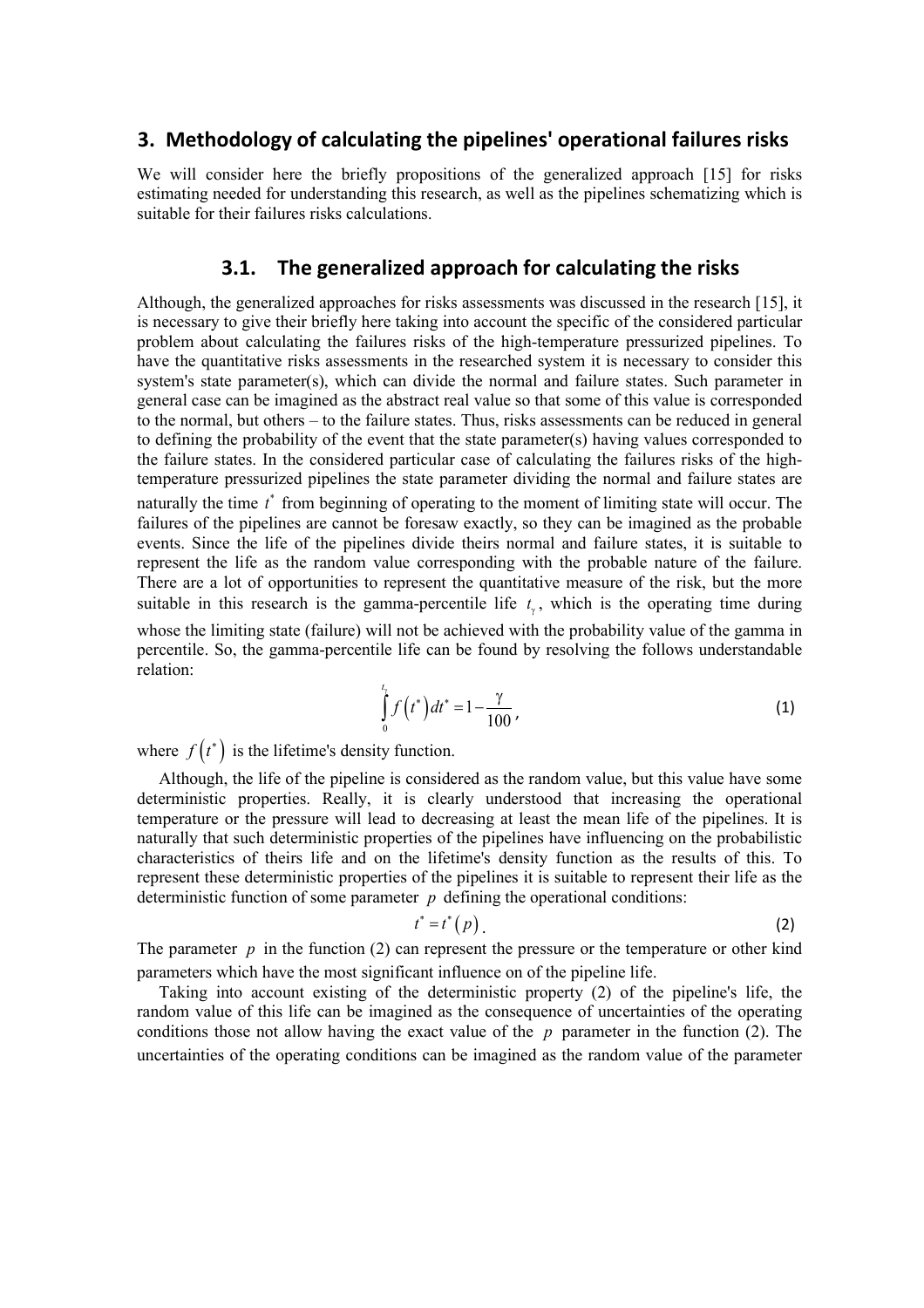## 3. Methodology of calculating the pipelines' operational failures risks

We will consider here the briefly propositions of the generalized approach [15] for risks estimating needed for understanding this research, as well as the pipelines schematizing which is suitable for their failures risks calculations.

### 3.1. The generalized approach for calculating the risks

Although, the generalized approaches for risks assessments was discussed in the research [15], it is necessary to give their briefly here taking into account the specific of the considered particular problem about calculating the failures risks of the high-temperature pressurized pipelines. To have the quantitative risks assessments in the researched system it is necessary to consider this system's state parameter(s), which can divide the normal and failure states. Such parameter in general case can be imagined as the abstract real value so that some of this value is corresponded to the normal, but others – to the failure states. Thus, risks assessments can be reduced in general to defining the probability of the event that the state parameter(s) having values corresponded to the failure states. In the considered particular case of calculating the failures risks of the high-temperature pressurized pipelines the state parameter dividing the normal and failure states are naturally the time $t^*$ from beginning of operating to the moment of limiting state will occur. The failures of the pipelines are cannot be foresaw exactly, so they can be imagined as the probable events. Since the life of the pipelines divide theirs normal and failure states, it is suitable to represent the life as the random value corresponding with the probable nature of the failure. There are a lot of opportunities to represent the quantitative measure of the risk, but the more suitable in this research is the gamma-percentile life $t_\gamma$, which is the operating time during whose the limiting state (failure) will not be achieved with the probability value of the gamma in percentile. So, the gamma-percentile life can be found by resolving the follows understandable relation:

$$\int_0^{t_\gamma} f\left(t^*\right) dt^* = 1 - \frac{\gamma}{100}, \tag{1}$$

where $f\left(t^*\right)$ is the lifetime's density function.

Although, the life of the pipeline is considered as the random value, but this value have some deterministic properties. Really, it is clearly understood that increasing the operational temperature or the pressure will lead to decreasing at least the mean life of the pipelines. It is naturally that such deterministic properties of the pipelines have influencing on the probabilistic characteristics of theirs life and on the lifetime's density function as the results of this. To represent these deterministic properties of the pipelines it is suitable to represent their life as the deterministic function of some parameter $p$ defining the operational conditions:

$$t^* = t^*(p). \tag{2}$$

The parameter $p$ in the function (2) can represent the pressure or the temperature or other kind parameters which have the most significant influence on of the pipeline life.

Taking into account existing of the deterministic property (2) of the pipeline's life, the random value of this life can be imagined as the consequence of uncertainties of the operating conditions those not allow having the exact value of the $p$ parameter in the function (2). The uncertainties of the operating conditions can be imagined as the random value of the parameter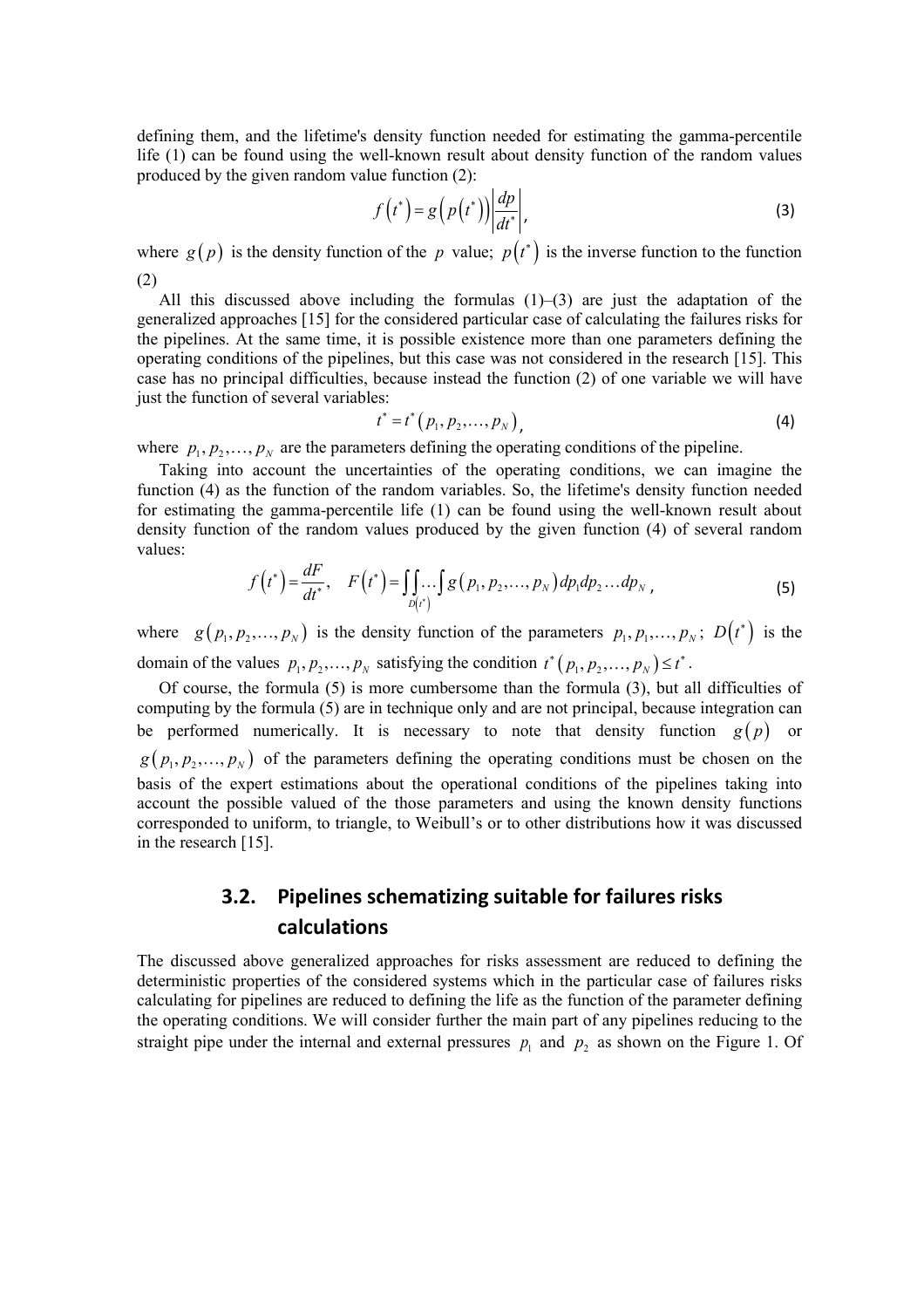defining them, and the lifetime's density function needed for estimating the gamma-percentile life (1) can be found using the well-known result about density function of the random values produced by the given random value function (2):

$$f\left(t^*\right)=g\left(p\left(t^*\right)\right)\left|\frac{dp}{dt^*}\right|, \tag{3}$$

where $g\left(p\right)$ is the density function of the $p$ value; $p\left(t^*\right)$ is the inverse function to the function (2)

All this discussed above including the formulas (1)–(3) are just the adaptation of the generalized approaches [15] for the considered particular case of calculating the failures risks for the pipelines. At the same time, it is possible existence more than one parameters defining the operating conditions of the pipelines, but this case was not considered in the research [15]. This case has no principal difficulties, because instead the function (2) of one variable we will have just the function of several variables:

$$t^*=t^*\left(p_1,p_2,\ldots,p_N\right), \tag{4}$$

where $p_1,p_2,\ldots,p_N$ are the parameters defining the operating conditions of the pipeline.

Taking into account the uncertainties of the operating conditions, we can imagine the function (4) as the function of the random variables. So, the lifetime's density function needed for estimating the gamma-percentile life (1) can be found using the well-known result about density function of the random values produced by the given function (4) of several random values:

$$f\left(t^*\right)=\frac{dF}{dt^*},\quad F\left(t^*\right)=\iint\limits_{D\left(t^*\right)}\ldots\int g\left(p_1,p_2,\ldots,p_N\right)dp_1dp_2\ldots dp_N, \tag{5}$$

where $g\left(p_1,p_2,\ldots,p_N\right)$ is the density function of the parameters $p_1,p_1,\ldots,p_N$; $D\left(t^*\right)$ is the domain of the values $p_1,p_2,\ldots,p_N$ satisfying the condition $t^*\left(p_1,p_2,\ldots,p_N\right)\le t^*$.

Of course, the formula (5) is more cumbersome than the formula (3), but all difficulties of computing by the formula (5) are in technique only and are not principal, because integration can be performed numerically. It is necessary to note that density function $g\left(p\right)$ or $g\left(p_1,p_2,\ldots,p_N\right)$ of the parameters defining the operating conditions must be chosen on the basis of the expert estimations about the operational conditions of the pipelines taking into account the possible valued of the those parameters and using the known density functions corresponded to uniform, to triangle, to Weibull's or to other distributions how it was discussed in the research [15].

### 3.2. Pipelines schematizing suitable for failures risks calculations

The discussed above generalized approaches for risks assessment are reduced to defining the deterministic properties of the considered systems which in the particular case of failures risks calculating for pipelines are reduced to defining the life as the function of the parameter defining the operating conditions. We will consider further the main part of any pipelines reducing to the straight pipe under the internal and external pressures $p_1$ and $p_2$ as shown on the Figure 1. Of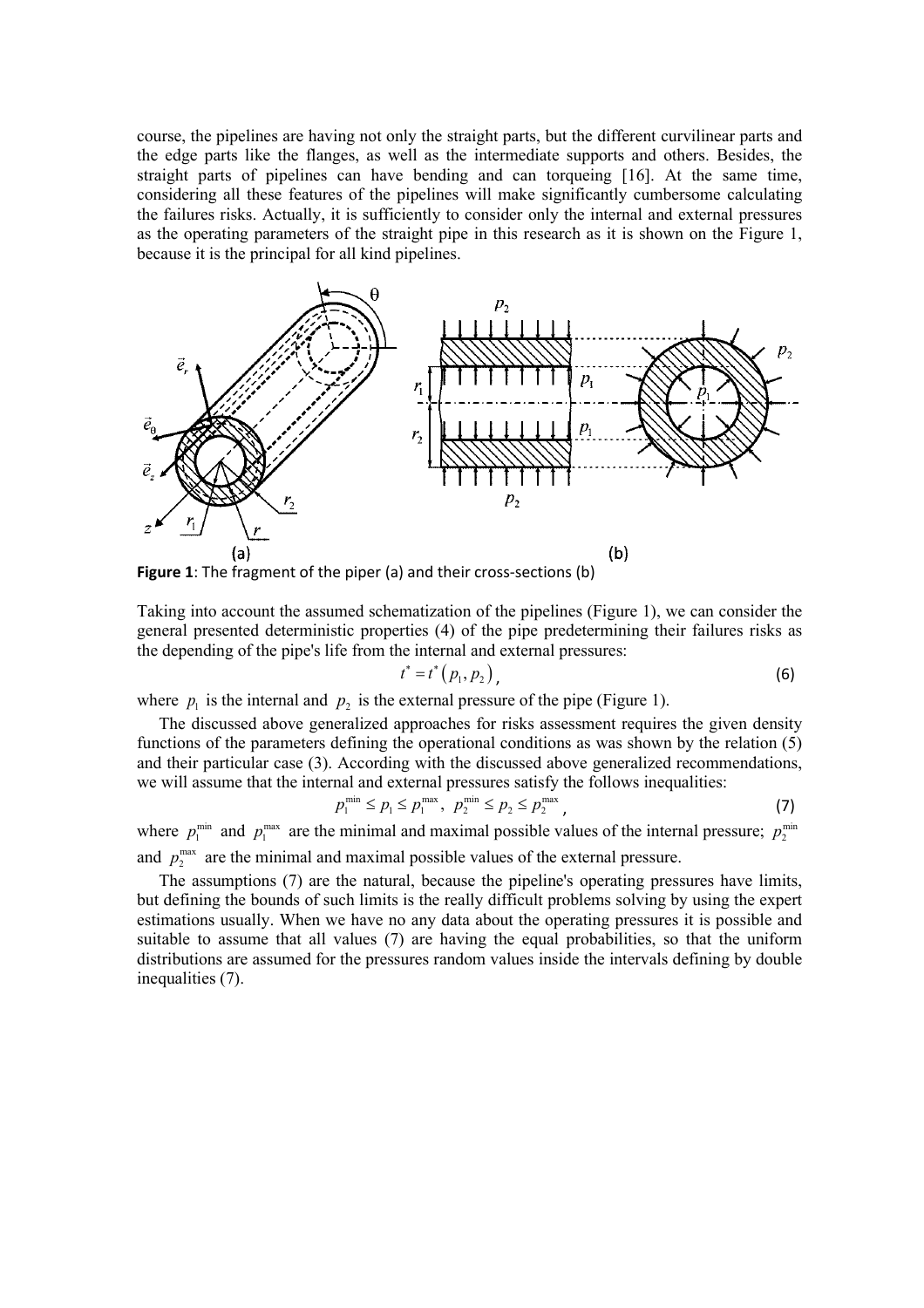course, the pipelines are having not only the straight parts, but the different curvilinear parts and the edge parts like the flanges, as well as the intermediate supports and others. Besides, the straight parts of pipelines can have bending and can torqueing [16]. At the same time, considering all these features of the pipelines will make significantly cumbersome calculating the failures risks. Actually, it is sufficiently to consider only the internal and external pressures as the operating parameters of the straight pipe in this research as it is shown on the Figure 1, because it is the principal for all kind pipelines.

**Figure 1**: The fragment of the piper (a) and their cross-sections (b)

Taking into account the assumed schematization of the pipelines (Figure 1), we can consider the general presented deterministic properties (4) of the pipe predetermining their failures risks as the depending of the pipe's life from the internal and external pressures:

$$t^* = t^*\left(p_1, p_2\right), \tag{6}$$

where $p_1$ is the internal and $p_2$ is the external pressure of the pipe (Figure 1).

The discussed above generalized approaches for risks assessment requires the given density functions of the parameters defining the operational conditions as was shown by the relation (5) and their particular case (3). According with the discussed above generalized recommendations, we will assume that the internal and external pressures satisfy the follows inequalities:

$$p_1^{\min} \le p_1 \le p_1^{\max}, \; p_2^{\min} \le p_2 \le p_2^{\max}, \tag{7}$$

where $p_1^{\min}$ and $p_1^{\max}$ are the minimal and maximal possible values of the internal pressure; $p_2^{\min}$ and $p_2^{\max}$ are the minimal and maximal possible values of the external pressure.

The assumptions (7) are the natural, because the pipeline's operating pressures have limits, but defining the bounds of such limits is the really difficult problems solving by using the expert estimations usually. When we have no any data about the operating pressures it is possible and suitable to assume that all values (7) are having the equal probabilities, so that the uniform distributions are assumed for the pressures random values inside the intervals defining by double inequalities (7).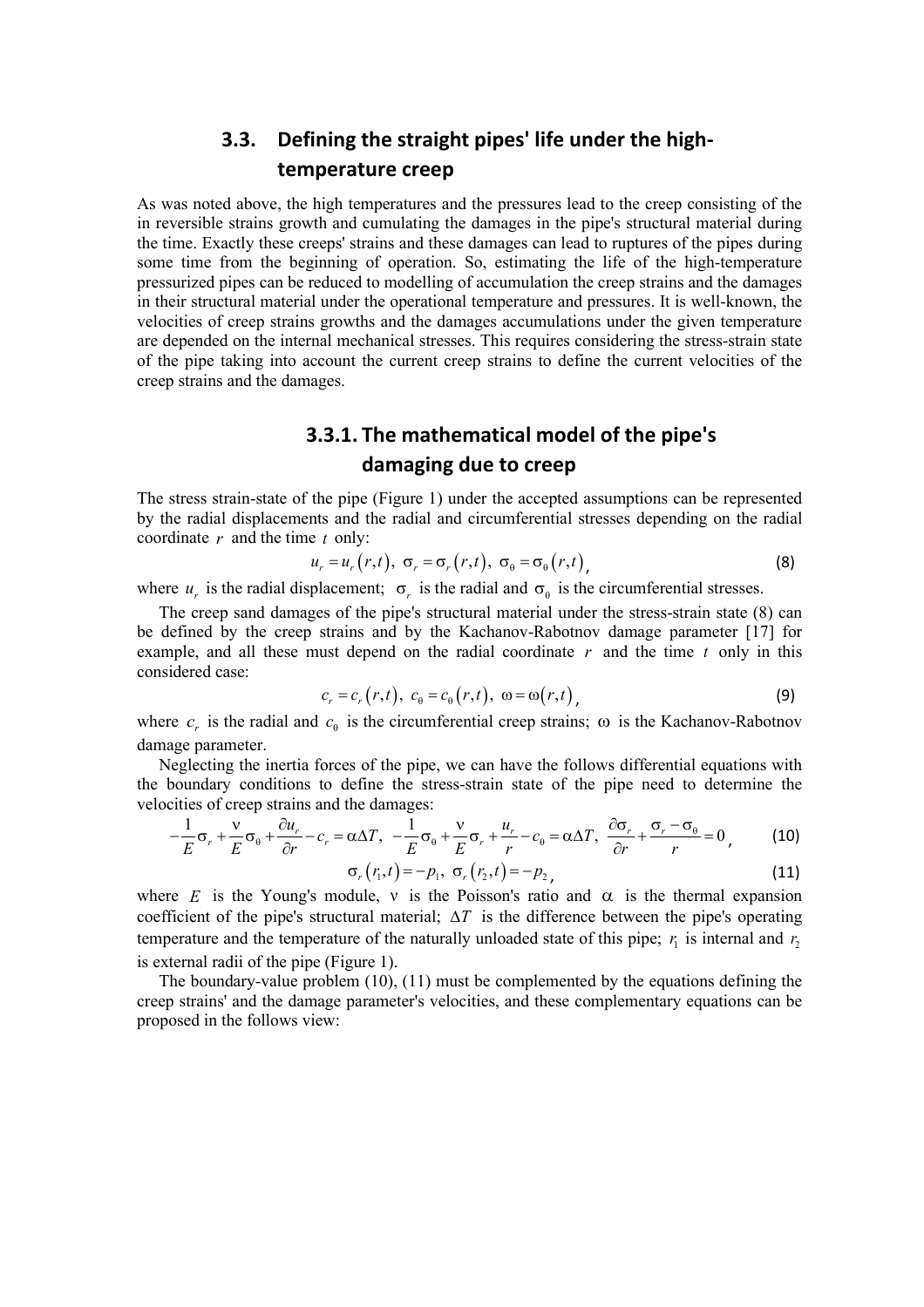## 3.3. Defining the straight pipes' life under the high-temperature creep

As was noted above, the high temperatures and the pressures lead to the creep consisting of the in reversible strains growth and cumulating the damages in the pipe's structural material during the time. Exactly these creeps' strains and these damages can lead to ruptures of the pipes during some time from the beginning of operation. So, estimating the life of the high-temperature pressurized pipes can be reduced to modelling of accumulation the creep strains and the damages in their structural material under the operational temperature and pressures. It is well-known, the velocities of creep strains growths and the damages accumulations under the given temperature are depended on the internal mechanical stresses. This requires considering the stress-strain state of the pipe taking into account the current creep strains to define the current velocities of the creep strains and the damages.

### 3.3.1. The mathematical model of the pipe's damaging due to creep

The stress strain-state of the pipe (Figure 1) under the accepted assumptions can be represented by the radial displacements and the radial and circumferential stresses depending on the radial coordinate $r$ and the time $t$ only:

$$u_r = u_r(r,t),\ \sigma_r = \sigma_r(r,t),\ \sigma_\theta = \sigma_\theta(r,t), \tag{8}$$

where $u_r$ is the radial displacement; $\sigma_r$ is the radial and $\sigma_\theta$ is the circumferential stresses.

The creep sand damages of the pipe's structural material under the stress-strain state (8) can be defined by the creep strains and by the Kachanov-Rabotnov damage parameter [17] for example, and all these must depend on the radial coordinate $r$ and the time $t$ only in this considered case:

$$c_r = c_r(r,t),\ c_\theta = c_\theta(r,t),\ \omega = \omega(r,t), \tag{9}$$

where $c_r$ is the radial and $c_\theta$ is the circumferential creep strains; $\omega$ is the Kachanov-Rabotnov damage parameter.

Neglecting the inertia forces of the pipe, we can have the follows differential equations with the boundary conditions to define the stress-strain state of the pipe need to determine the velocities of creep strains and the damages:

$$-\frac{1}{E}\sigma_r + \frac{\nu}{E}\sigma_\theta + \frac{\partial u_r}{\partial r} - c_r = \alpha\Delta T,\ -\frac{1}{E}\sigma_\theta + \frac{\nu}{E}\sigma_r + \frac{u_r}{r} - c_\theta = \alpha\Delta T,\ \frac{\partial \sigma_r}{\partial r} + \frac{\sigma_r - \sigma_\theta}{r} = 0, \tag{10}$$

$$\sigma_r(r_1,t) = -p_1,\ \sigma_r(r_2,t) = -p_2, \tag{11}$$

where $E$ is the Young's module, $\nu$ is the Poisson's ratio and $\alpha$ is the thermal expansion coefficient of the pipe's structural material; $\Delta T$ is the difference between the pipe's operating temperature and the temperature of the naturally unloaded state of this pipe; $r_1$ is internal and $r_2$ is external radii of the pipe (Figure 1).

The boundary-value problem (10), (11) must be complemented by the equations defining the creep strains' and the damage parameter's velocities, and these complementary equations can be proposed in the follows view: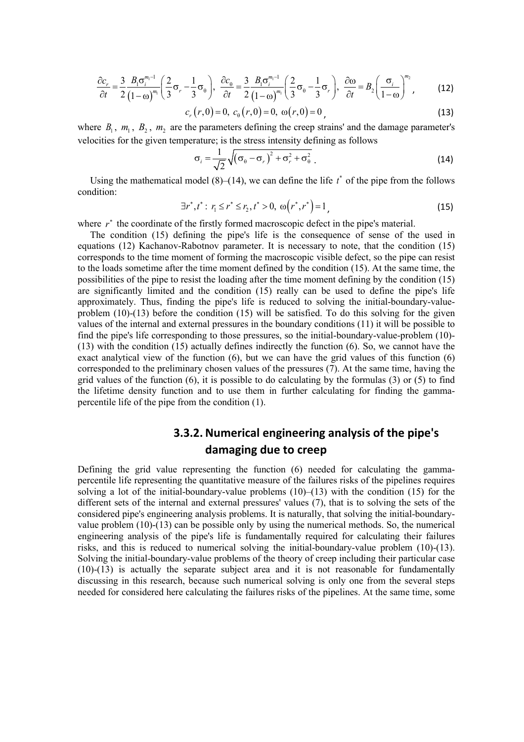$$\frac{\partial c_r}{\partial t} = \frac{3}{2}\frac{B_1 \sigma_i^{m_1 - 1}}{\left(1-\omega\right)^{m_1}}\left(\frac{2}{3}\sigma_r - \frac{1}{3}\sigma_\theta\right),\ \frac{\partial c_\theta}{\partial t} = \frac{3}{2}\frac{B_1 \sigma_i^{m_1 - 1}}{\left(1-\omega\right)^{m_1}}\left(\frac{2}{3}\sigma_\theta - \frac{1}{3}\sigma_r\right),\ \frac{\partial \omega}{\partial t} = B_2\left(\frac{\sigma_i}{1-\omega}\right)^{m_2}, \tag{12}$$

$$c_r\left(r,0\right) = 0,\ c_\theta\left(r,0\right) = 0,\ \omega\left(r,0\right) = 0, \tag{13}$$

where $B_1$, $m_1$, $B_2$, $m_2$ are the parameters defining the creep strains' and the damage parameter's velocities for the given temperature; is the stress intensity defining as follows

$$\sigma_i = \frac{1}{\sqrt{2}}\sqrt{\left(\sigma_\theta - \sigma_r\right)^2 + \sigma_r^2 + \sigma_\theta^2}. \tag{14}$$

Using the mathematical model (8)–(14), we can define the life $t^*$ of the pipe from the follows condition:

$$\exists r^*, t^* :\ r_1 \le r^* \le r_2,\ t^* > 0,\ \omega\left(r^*, r^*\right) = 1, \tag{15}$$

where $r^*$ the coordinate of the firstly formed macroscopic defect in the pipe's material.

The condition (15) defining the pipe's life is the consequence of sense of the used in equations (12) Kachanov-Rabotnov parameter. It is necessary to note, that the condition (15) corresponds to the time moment of forming the macroscopic visible defect, so the pipe can resist to the loads sometime after the time moment defined by the condition (15). At the same time, the possibilities of the pipe to resist the loading after the time moment defining by the condition (15) are significantly limited and the condition (15) really can be used to define the pipe's life approximately. Thus, finding the pipe's life is reduced to solving the initial-boundary-value-problem (10)-(13) before the condition (15) will be satisfied. To do this solving for the given values of the internal and external pressures in the boundary conditions (11) it will be possible to find the pipe's life corresponding to those pressures, so the initial-boundary-value-problem (10)-(13) with the condition (15) actually defines indirectly the function (6). So, we cannot have the exact analytical view of the function (6), but we can have the grid values of this function (6) corresponded to the preliminary chosen values of the pressures (7). At the same time, having the grid values of the function (6), it is possible to do calculating by the formulas (3) or (5) to find the lifetime density function and to use them in further calculating for finding the gamma-percentile life of the pipe from the condition (1).

### 3.3.2. Numerical engineering analysis of the pipe's damaging due to creep

Defining the grid value representing the function (6) needed for calculating the gamma-percentile life representing the quantitative measure of the failures risks of the pipelines requires solving a lot of the initial-boundary-value problems (10)–(13) with the condition (15) for the different sets of the internal and external pressures' values (7), that is to solving the sets of the considered pipe's engineering analysis problems. It is naturally, that solving the initial-boundary-value problem (10)-(13) can be possible only by using the numerical methods. So, the numerical engineering analysis of the pipe's life is fundamentally required for calculating their failures risks, and this is reduced to numerical solving the initial-boundary-value problem (10)-(13). Solving the initial-boundary-value problems of the theory of creep including their particular case (10)-(13) is actually the separate subject area and it is not reasonable for fundamentally discussing in this research, because such numerical solving is only one from the several steps needed for considered here calculating the failures risks of the pipelines. At the same time, some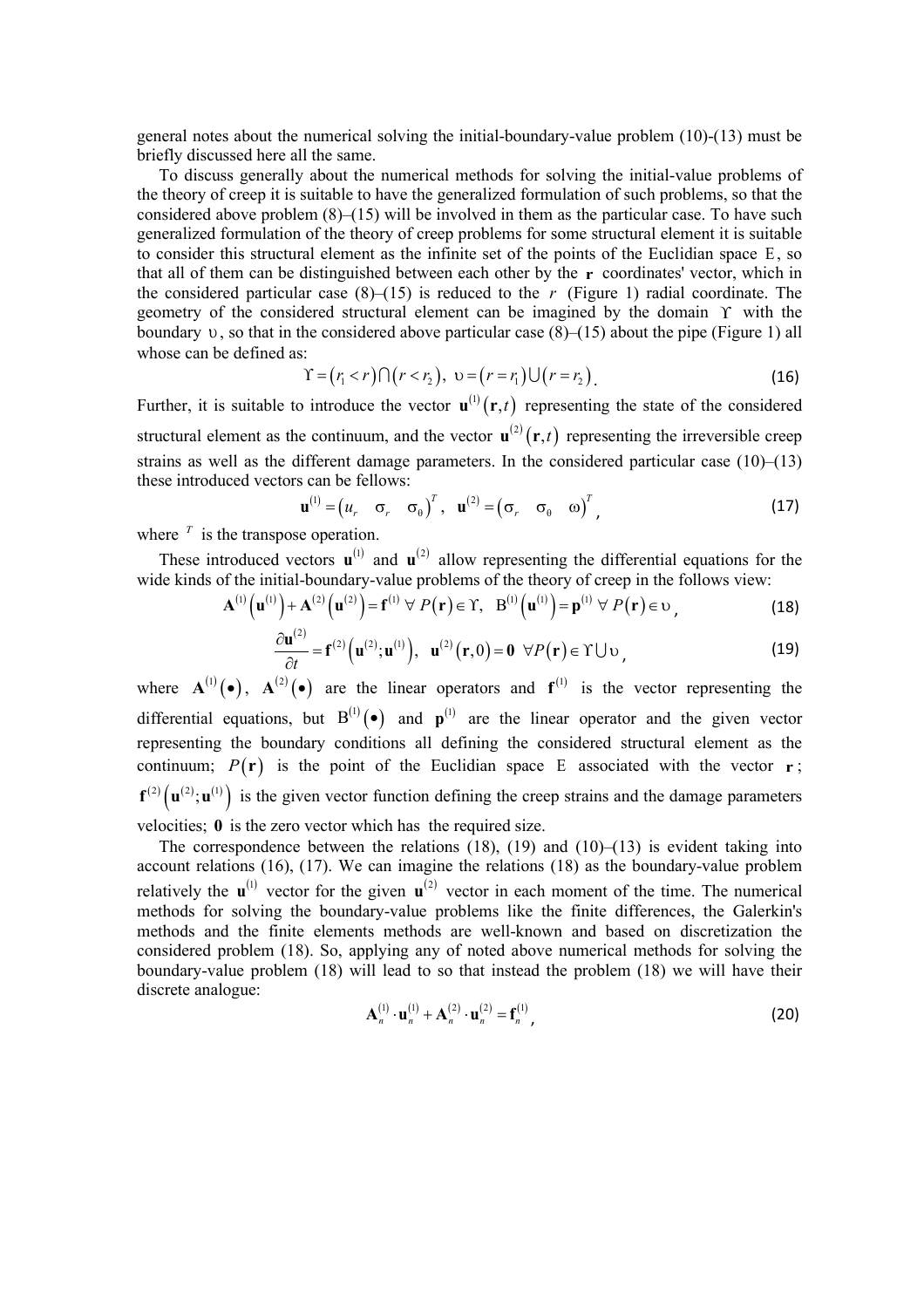general notes about the numerical solving the initial-boundary-value problem (10)-(13) must be briefly discussed here all the same.

To discuss generally about the numerical methods for solving the initial-value problems of the theory of creep it is suitable to have the generalized formulation of such problems, so that the considered above problem (8)–(15) will be involved in them as the particular case. To have such generalized formulation of the theory of creep problems for some structural element it is suitable to consider this structural element as the infinite set of the points of the Euclidian space $\mathrm{E}$, so that all of them can be distinguished between each other by the $\mathbf{r}$ coordinates' vector, which in the considered particular case (8)–(15) is reduced to the $r$ (Figure 1) radial coordinate. The geometry of the considered structural element can be imagined by the domain $\Upsilon$ with the boundary $\upsilon$, so that in the considered above particular case (8)–(15) about the pipe (Figure 1) all whose can be defined as:

$$\Upsilon = \left(r_1 < r\right) \bigcap \left(r < r_2\right),\ \upsilon = \left(r = r_1\right) \bigcup \left(r = r_2\right). \tag{16}$$

Further, it is suitable to introduce the vector $\mathbf{u}^{(1)}\left(\mathbf{r},t\right)$ representing the state of the considered structural element as the continuum, and the vector $\mathbf{u}^{(2)}\left(\mathbf{r},t\right)$ representing the irreversible creep strains as well as the different damage parameters. In the considered particular case (10)–(13) these introduced vectors can be fellows:

$$\mathbf{u}^{(1)} = \begin{pmatrix} u_r & \sigma_r & \sigma_\theta \end{pmatrix}^T,\ \mathbf{u}^{(2)} = \begin{pmatrix} \sigma_r & \sigma_\theta & \omega \end{pmatrix}^T, \tag{17}$$

where $^T$ is the transpose operation.

These introduced vectors $\mathbf{u}^{(1)}$ and $\mathbf{u}^{(2)}$ allow representing the differential equations for the wide kinds of the initial-boundary-value problems of the theory of creep in the follows view:

$$\mathbf{A}^{(1)}\left(\mathbf{u}^{(1)}\right) + \mathbf{A}^{(2)}\left(\mathbf{u}^{(2)}\right) = \mathbf{f}^{(1)}\ \forall\ P\left(\mathbf{r}\right) \in \Upsilon,\ \ \mathrm{B}^{(1)}\left(\mathbf{u}^{(1)}\right) = \mathbf{p}^{(1)}\ \forall\ P\left(\mathbf{r}\right) \in \upsilon, \tag{18}$$

$$\frac{\partial \mathbf{u}^{(2)}}{\partial t} = \mathbf{f}^{(2)}\left(\mathbf{u}^{(2)};\mathbf{u}^{(1)}\right),\ \ \mathbf{u}^{(2)}\left(\mathbf{r},0\right) = \mathbf{0}\ \ \forall P\left(\mathbf{r}\right) \in \Upsilon \bigcup \upsilon, \tag{19}$$

where $\mathbf{A}^{(1)}\left(\bullet\right)$, $\mathbf{A}^{(2)}\left(\bullet\right)$ are the linear operators and $\mathbf{f}^{(1)}$ is the vector representing the differential equations, but $\mathrm{B}^{(1)}\left(\bullet\right)$ and $\mathbf{p}^{(1)}$ are the linear operator and the given vector representing the boundary conditions all defining the considered structural element as the continuum; $P\left(\mathbf{r}\right)$ is the point of the Euclidian space $\mathrm{E}$ associated with the vector $\mathbf{r}$; $\mathbf{f}^{(2)}\left(\mathbf{u}^{(2)};\mathbf{u}^{(1)}\right)$ is the given vector function defining the creep strains and the damage parameters velocities; $\mathbf{0}$ is the zero vector which has the required size.

The correspondence between the relations (18), (19) and (10)–(13) is evident taking into account relations (16), (17). We can imagine the relations (18) as the boundary-value problem relatively the $\mathbf{u}^{(1)}$ vector for the given $\mathbf{u}^{(2)}$ vector in each moment of the time. The numerical methods for solving the boundary-value problems like the finite differences, the Galerkin's methods and the finite elements methods are well-known and based on discretization the considered problem (18). So, applying any of noted above numerical methods for solving the boundary-value problem (18) will lead to so that instead the problem (18) we will have their discrete analogue:

$$\mathbf{A}_n^{(1)} \cdot \mathbf{u}_n^{(1)} + \mathbf{A}_n^{(2)} \cdot \mathbf{u}_n^{(2)} = \mathbf{f}_n^{(1)}, \tag{20}$$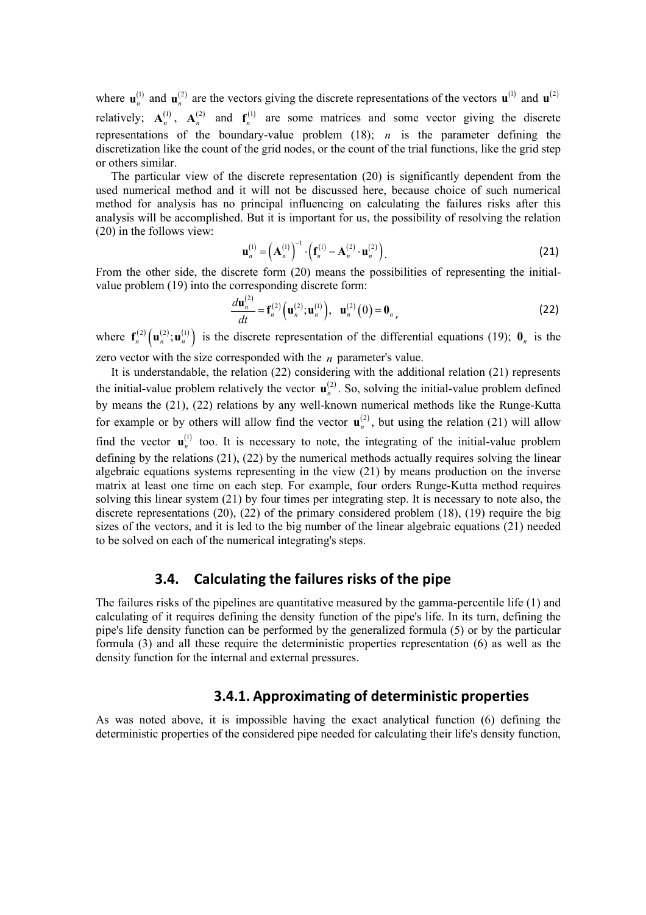where $\mathbf{u}_n^{(1)}$ and $\mathbf{u}_n^{(2)}$ are the vectors giving the discrete representations of the vectors $\mathbf{u}^{(1)}$ and $\mathbf{u}^{(2)}$ relatively; $\mathbf{A}_n^{(1)}$, $\mathbf{A}_n^{(2)}$ and $\mathbf{f}_n^{(1)}$ are some matrices and some vector giving the discrete representations of the boundary-value problem (18); $n$ is the parameter defining the discretization like the count of the grid nodes, or the count of the trial functions, like the grid step or others similar.

The particular view of the discrete representation (20) is significantly dependent from the used numerical method and it will not be discussed here, because choice of such numerical method for analysis has no principal influencing on calculating the failures risks after this analysis will be accomplished. But it is important for us, the possibility of resolving the relation (20) in the follows view:

$$\mathbf{u}_n^{(1)} = \left(\mathbf{A}_n^{(1)}\right)^{-1} \cdot \left(\mathbf{f}_n^{(1)} - \mathbf{A}_n^{(2)} \cdot \mathbf{u}_n^{(2)}\right). \tag{21}$$

From the other side, the discrete form (20) means the possibilities of representing the initial-value problem (19) into the corresponding discrete form:

$$\frac{d\mathbf{u}_n^{(2)}}{dt} = \mathbf{f}_n^{(2)}\left(\mathbf{u}_n^{(2)}; \mathbf{u}_n^{(1)}\right), \quad \mathbf{u}_n^{(2)}(0) = \mathbf{0}_n, \tag{22}$$

where $\mathbf{f}_n^{(2)}\left(\mathbf{u}_n^{(2)}; \mathbf{u}_n^{(1)}\right)$ is the discrete representation of the differential equations (19); $\mathbf{0}_n$ is the zero vector with the size corresponded with the $n$ parameter's value.

It is understandable, the relation (22) considering with the additional relation (21) represents the initial-value problem relatively the vector $\mathbf{u}_n^{(2)}$. So, solving the initial-value problem defined by means the (21), (22) relations by any well-known numerical methods like the Runge-Kutta for example or by others will allow find the vector $\mathbf{u}_n^{(2)}$, but using the relation (21) will allow find the vector $\mathbf{u}_n^{(1)}$ too. It is necessary to note, the integrating of the initial-value problem defining by the relations (21), (22) by the numerical methods actually requires solving the linear algebraic equations systems representing in the view (21) by means production on the inverse matrix at least one time on each step. For example, four orders Runge-Kutta method requires solving this linear system (21) by four times per integrating step. It is necessary to note also, the discrete representations (20), (22) of the primary considered problem (18), (19) require the big sizes of the vectors, and it is led to the big number of the linear algebraic equations (21) needed to be solved on each of the numerical integrating's steps.

## 3.4. Calculating the failures risks of the pipe

The failures risks of the pipelines are quantitative measured by the gamma-percentile life (1) and calculating of it requires defining the density function of the pipe's life. In its turn, defining the pipe's life density function can be performed by the generalized formula (5) or by the particular formula (3) and all these require the deterministic properties representation (6) as well as the density function for the internal and external pressures.

### 3.4.1. Approximating of deterministic properties

As was noted above, it is impossible having the exact analytical function (6) defining the deterministic properties of the considered pipe needed for calculating their life's density function,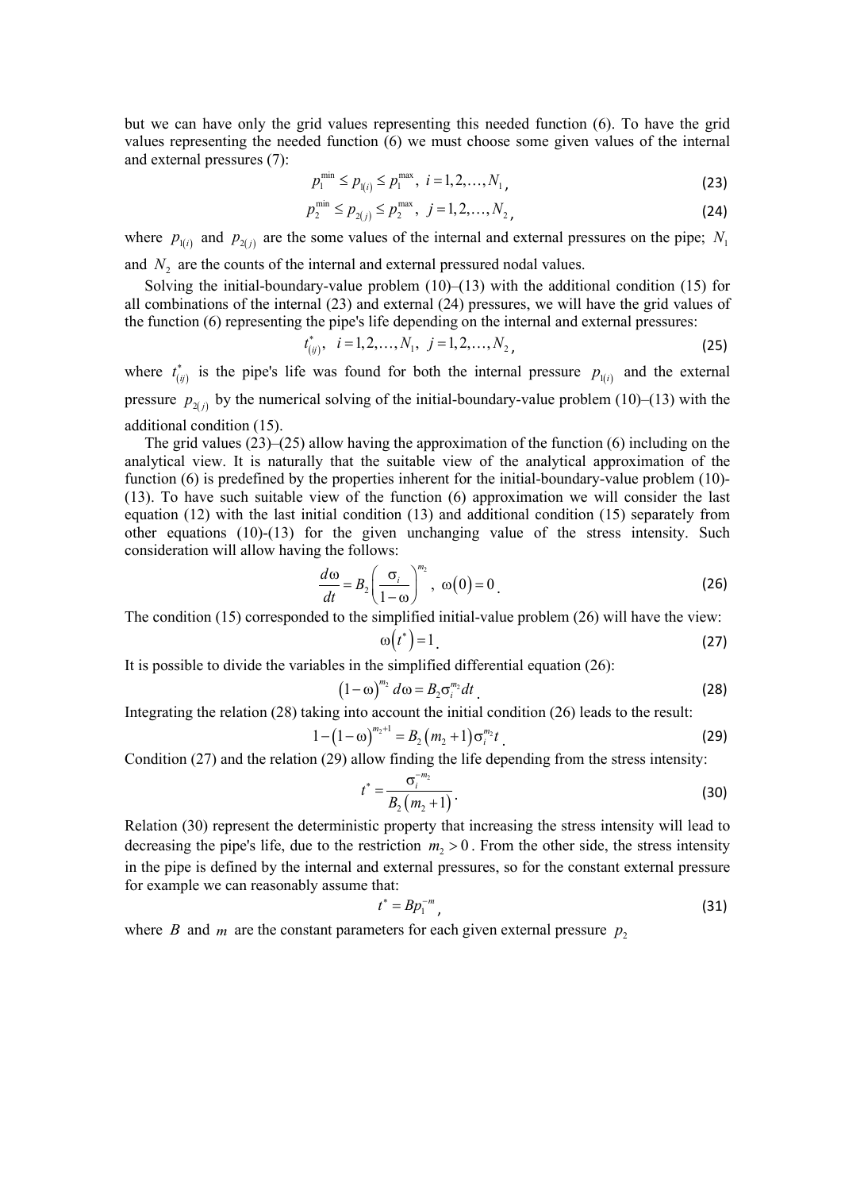but we can have only the grid values representing this needed function (6). To have the grid values representing the needed function (6) we must choose some given values of the internal and external pressures (7):

$$p_1^{\min} \le p_{1(i)} \le p_1^{\max},\ i = 1, 2, \ldots, N_1, \tag{23}$$

$$p_2^{\min} \le p_{2(j)} \le p_2^{\max},\ j = 1, 2, \ldots, N_2, \tag{24}$$

where $p_{1(i)}$ and $p_{2(j)}$ are the some values of the internal and external pressures on the pipe; $N_1$ and $N_2$ are the counts of the internal and external pressured nodal values.

Solving the initial-boundary-value problem (10)–(13) with the additional condition (15) for all combinations of the internal (23) and external (24) pressures, we will have the grid values of the function (6) representing the pipe's life depending on the internal and external pressures:

$$t_{(ij)}^*,\ i = 1, 2, \ldots, N_1,\ j = 1, 2, \ldots, N_2, \tag{25}$$

where $t_{(ij)}^*$ is the pipe's life was found for both the internal pressure $p_{1(i)}$ and the external pressure $p_{2(j)}$ by the numerical solving of the initial-boundary-value problem (10)–(13) with the additional condition (15).

The grid values (23)–(25) allow having the approximation of the function (6) including on the analytical view. It is naturally that the suitable view of the analytical approximation of the function (6) is predefined by the properties inherent for the initial-boundary-value problem (10)-(13). To have such suitable view of the function (6) approximation we will consider the last equation (12) with the last initial condition (13) and additional condition (15) separately from other equations (10)-(13) for the given unchanging value of the stress intensity. Such consideration will allow having the follows:

$$\frac{d\omega}{dt} = B_2 \left( \frac{\sigma_i}{1 - \omega} \right)^{m_2},\ \omega(0) = 0. \tag{26}$$

The condition (15) corresponded to the simplified initial-value problem (26) will have the view:

$$\omega(t^*) = 1. \tag{27}$$

It is possible to divide the variables in the simplified differential equation (26):

$$(1 - \omega)^{m_2} d\omega = B_2 \sigma_i^{m_2} dt. \tag{28}$$

Integrating the relation (28) taking into account the initial condition (26) leads to the result:

$$1 - (1 - \omega)^{m_2 + 1} = B_2 (m_2 + 1) \sigma_i^{m_2} t. \tag{29}$$

Condition (27) and the relation (29) allow finding the life depending from the stress intensity:

$$t^* = \frac{\sigma_i^{-m_2}}{B_2 (m_2 + 1)}. \tag{30}$$

Relation (30) represent the deterministic property that increasing the stress intensity will lead to decreasing the pipe's life, due to the restriction $m_2 > 0$. From the other side, the stress intensity in the pipe is defined by the internal and external pressures, so for the constant external pressure for example we can reasonably assume that:

$$t^* = B p_1^{-m}, \tag{31}$$

where $B$ and $m$ are the constant parameters for each given external pressure $p_2$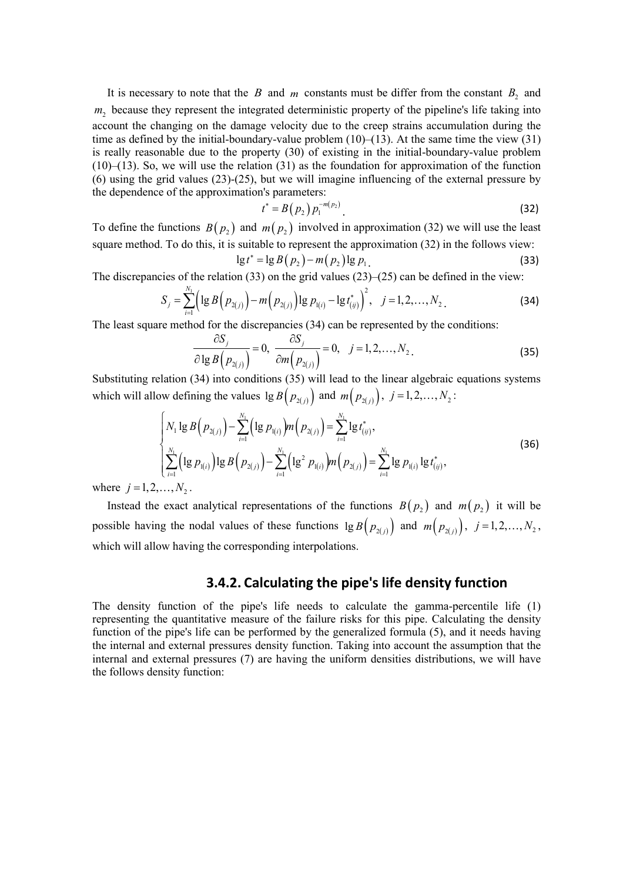It is necessary to note that the $B$ and $m$ constants must be differ from the constant $B_2$ and $m_2$ because they represent the integrated deterministic property of the pipeline's life taking into account the changing on the damage velocity due to the creep strains accumulation during the time as defined by the initial-boundary-value problem (10)–(13). At the same time the view (31) is really reasonable due to the property (30) of existing in the initial-boundary-value problem (10)–(13). So, we will use the relation (31) as the foundation for approximation of the function (6) using the grid values (23)-(25), but we will imagine influencing of the external pressure by the dependence of the approximation's parameters:

$$t^* = B\left(p_2\right) p_1^{-m\left(p_2\right)}. \tag{32}$$

To define the functions $B\left(p_2\right)$ and $m\left(p_2\right)$ involved in approximation (32) we will use the least square method. To do this, it is suitable to represent the approximation (32) in the follows view:

$$\lg t^* = \lg B\left(p_2\right) - m\left(p_2\right) \lg p_1. \tag{33}$$

The discrepancies of the relation (33) on the grid values (23)–(25) can be defined in the view:

$$S_j = \sum_{i=1}^{N_1} \left( \lg B\left(p_{2(j)}\right) - m\left(p_{2(j)}\right) \lg p_{1(i)} - \lg t^*_{(ij)} \right)^2, \quad j = 1, 2, \ldots, N_2. \tag{34}$$

The least square method for the discrepancies (34) can be represented by the conditions:

$$\frac{\partial S_j}{\partial \lg B\left(p_{2(j)}\right)} = 0, \quad \frac{\partial S_j}{\partial m\left(p_{2(j)}\right)} = 0, \quad j = 1, 2, \ldots, N_2. \tag{35}$$

Substituting relation (34) into conditions (35) will lead to the linear algebraic equations systems which will allow defining the values $\lg B\left(p_{2(j)}\right)$ and $m\left(p_{2(j)}\right)$, $j = 1, 2, \ldots, N_2$:

$$\begin{cases} N_1 \lg B\left(p_{2(j)}\right) - \sum\limits_{i=1}^{N_1} \left(\lg p_{1(i)}\right) m\left(p_{2(j)}\right) = \sum\limits_{i=1}^{N_1} \lg t^*_{(ij)}, \\ \sum\limits_{i=1}^{N_1} \left(\lg p_{1(i)}\right) \lg B\left(p_{2(j)}\right) - \sum\limits_{i=1}^{N_1} \left(\lg^2 p_{1(i)}\right) m\left(p_{2(j)}\right) = \sum\limits_{i=1}^{N_1} \lg p_{1(i)} \lg t^*_{(ij)}, \end{cases} \tag{36}$$

where $j = 1, 2, \ldots, N_2$.

Instead the exact analytical representations of the functions $B\left(p_2\right)$ and $m\left(p_2\right)$ it will be possible having the nodal values of these functions $\lg B\left(p_{2(j)}\right)$ and $m\left(p_{2(j)}\right)$, $j = 1, 2, \ldots, N_2$, which will allow having the corresponding interpolations.

### 3.4.2. Calculating the pipe's life density function

The density function of the pipe's life needs to calculate the gamma-percentile life (1) representing the quantitative measure of the failure risks for this pipe. Calculating the density function of the pipe's life can be performed by the generalized formula (5), and it needs having the internal and external pressures density function. Taking into account the assumption that the internal and external pressures (7) are having the uniform densities distributions, we will have the follows density function: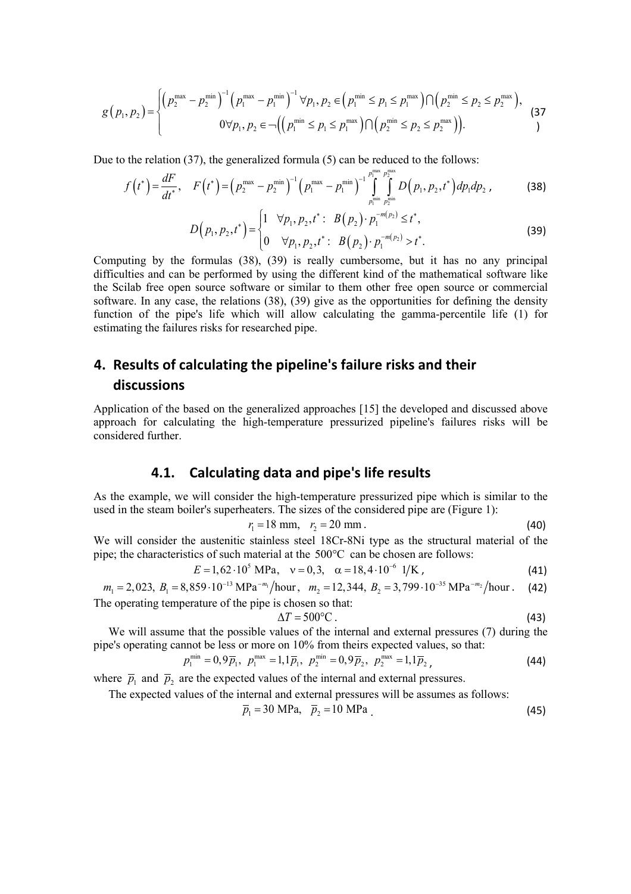$$g\left(p_1,p_2\right)=\begin{cases}\left(p_2^{\max}-p_2^{\min}\right)^{-1}\left(p_1^{\max}-p_1^{\min}\right)^{-1}\forall p_1,p_2\in\left(p_1^{\min}\le p_1\le p_1^{\max}\right)\bigcap\left(p_2^{\min}\le p_2\le p_2^{\max}\right),\\ 0\forall p_1,p_2\in\neg\left(\left(p_1^{\min}\le p_1\le p_1^{\max}\right)\bigcap\left(p_2^{\min}\le p_2\le p_2^{\max}\right)\right).\end{cases}\tag{37}$$

Due to the relation (37), the generalized formula (5) can be reduced to the follows:

$$f\left(t^*\right)=\frac{dF}{dt^*},\quad F\left(t^*\right)=\left(p_2^{\max}-p_2^{\min}\right)^{-1}\left(p_1^{\max}-p_1^{\min}\right)^{-1}\int\limits_{p_1^{\min}}^{p_1^{\max}}\int\limits_{p_2^{\min}}^{p_2^{\max}}D\left(p_1,p_2,t^*\right)dp_1dp_2\,,\tag{38}$$

$$D\left(p_1,p_2,t^*\right)=\begin{cases}1\quad\forall p_1,p_2,t^*:\;B\left(p_2\right)\cdot p_1^{-m\left(p_2\right)}\le t^*,\\ 0\quad\forall p_1,p_2,t^*:\;B\left(p_2\right)\cdot p_1^{-m\left(p_2\right)}>t^*.\end{cases}\tag{39}$$

Computing by the formulas (38), (39) is really cumbersome, but it has no any principal difficulties and can be performed by using the different kind of the mathematical software like the Scilab free open source software or similar to them other free open source or commercial software. In any case, the relations (38), (39) give as the opportunities for defining the density function of the pipe's life which will allow calculating the gamma-percentile life (1) for estimating the failures risks for researched pipe.

## 4. Results of calculating the pipeline's failure risks and their discussions

Application of the based on the generalized approaches [15] the developed and discussed above approach for calculating the high-temperature pressurized pipeline's failures risks will be considered further.

### 4.1. Calculating data and pipe's life results

As the example, we will consider the high-temperature pressurized pipe which is similar to the used in the steam boiler's superheaters. The sizes of the considered pipe are (Figure 1):

$$r_1=18\text{ mm},\quad r_2=20\text{ mm}\,.\tag{40}$$

We will consider the austenitic stainless steel 18Cr-8Ni type as the structural material of the pipe; the characteristics of such material at the 500°C can be chosen are follows:

$$E=1{,}62\cdot10^5\text{ MPa},\quad\nu=0{,}3,\quad\alpha=18{,}4\cdot10^{-6}\text{ 1/K}\,,\tag{41}$$

$$m_1=2{,}023,\;B_1=8{,}859\cdot10^{-13}\text{ MPa}^{-m_1}/\text{hour}\,,\quad m_2=12{,}344,\;B_2=3{,}799\cdot10^{-35}\text{ MPa}^{-m_2}/\text{hour}\,.\tag{42}$$

The operating temperature of the pipe is chosen so that:

$$\Delta T=500°\text{C}\,.\tag{43}$$

We will assume that the possible values of the internal and external pressures (7) during the pipe's operating cannot be less or more on 10% from theirs expected values, so that:

$$p_1^{\min}=0{,}9\overline{p}_1,\;\;p_1^{\max}=1{,}1\overline{p}_1,\;\;p_2^{\min}=0{,}9\overline{p}_2,\;\;p_2^{\max}=1{,}1\overline{p}_2\,,\tag{44}$$

where $\overline{p}_1$ and $\overline{p}_2$ are the expected values of the internal and external pressures.

The expected values of the internal and external pressures will be assumes as follows:

$$\overline{p}_1=30\text{ MPa},\quad\overline{p}_2=10\text{ MPa}\,.\tag{45}$$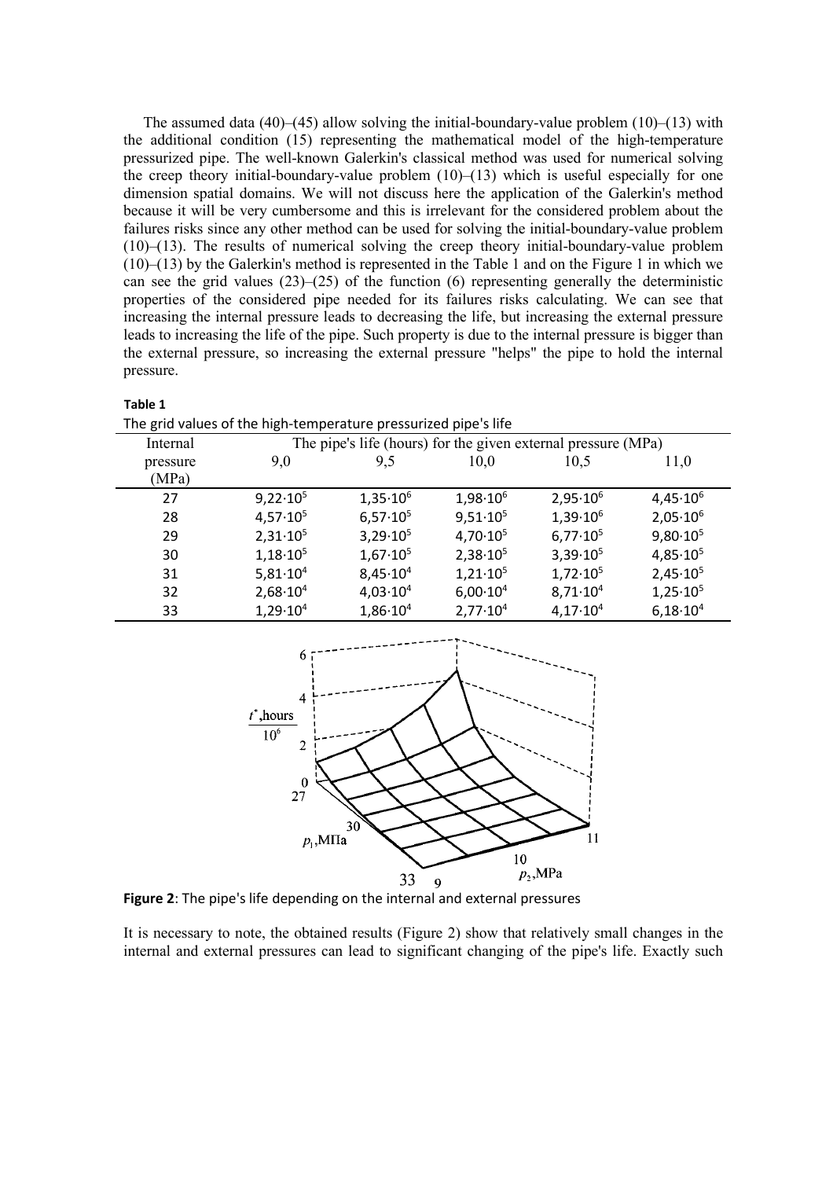The assumed data (40)–(45) allow solving the initial-boundary-value problem (10)–(13) with the additional condition (15) representing the mathematical model of the high-temperature pressurized pipe. The well-known Galerkin's classical method was used for numerical solving the creep theory initial-boundary-value problem (10)–(13) which is useful especially for one dimension spatial domains. We will not discuss here the application of the Galerkin's method because it will be very cumbersome and this is irrelevant for the considered problem about the failures risks since any other method can be used for solving the initial-boundary-value problem (10)–(13). The results of numerical solving the creep theory initial-boundary-value problem (10)–(13) by the Galerkin's method is represented in the Table 1 and on the Figure 1 in which we can see the grid values (23)–(25) of the function (6) representing generally the deterministic properties of the considered pipe needed for its failures risks calculating. We can see that increasing the internal pressure leads to decreasing the life, but increasing the external pressure leads to increasing the life of the pipe. Such property is due to the internal pressure is bigger than the external pressure, so increasing the external pressure "helps" the pipe to hold the internal pressure.

**Table 1**

The grid values of the high-temperature pressurized pipe's life

| Internal pressure (MPa) | The pipe's life (hours) for the given external pressure (MPa) | | | | |
|---|---|---|---|---|---|
| | 9,0 | 9,5 | 10,0 | 10,5 | 11,0 |
| 27 | $9{,}22{\cdot}10^5$ | $1{,}35{\cdot}10^6$ | $1{,}98{\cdot}10^6$ | $2{,}95{\cdot}10^6$ | $4{,}45{\cdot}10^6$ |
| 28 | $4{,}57{\cdot}10^5$ | $6{,}57{\cdot}10^5$ | $9{,}51{\cdot}10^5$ | $1{,}39{\cdot}10^6$ | $2{,}05{\cdot}10^6$ |
| 29 | $2{,}31{\cdot}10^5$ | $3{,}29{\cdot}10^5$ | $4{,}70{\cdot}10^5$ | $6{,}77{\cdot}10^5$ | $9{,}80{\cdot}10^5$ |
| 30 | $1{,}18{\cdot}10^5$ | $1{,}67{\cdot}10^5$ | $2{,}38{\cdot}10^5$ | $3{,}39{\cdot}10^5$ | $4{,}85{\cdot}10^5$ |
| 31 | $5{,}81{\cdot}10^4$ | $8{,}45{\cdot}10^4$ | $1{,}21{\cdot}10^5$ | $1{,}72{\cdot}10^5$ | $2{,}45{\cdot}10^5$ |
| 32 | $2{,}68{\cdot}10^4$ | $4{,}03{\cdot}10^4$ | $6{,}00{\cdot}10^4$ | $8{,}71{\cdot}10^4$ | $1{,}25{\cdot}10^5$ |
| 33 | $1{,}29{\cdot}10^4$ | $1{,}86{\cdot}10^4$ | $2{,}77{\cdot}10^4$ | $4{,}17{\cdot}10^4$ | $6{,}18{\cdot}10^4$ |

**Figure 2**: The pipe's life depending on the internal and external pressures

It is necessary to note, the obtained results (Figure 2) show that relatively small changes in the internal and external pressures can lead to significant changing of the pipe's life. Exactly such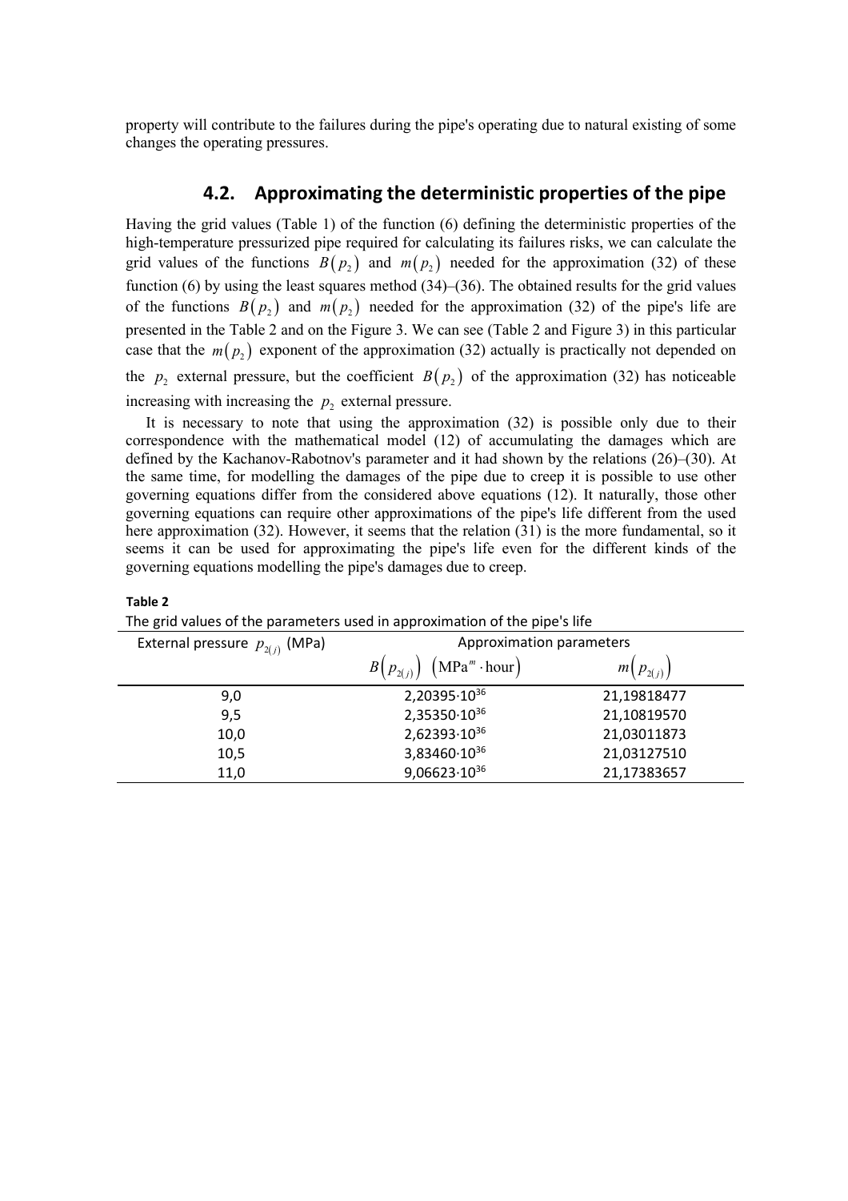property will contribute to the failures during the pipe's operating due to natural existing of some changes the operating pressures.

## 4.2. Approximating the deterministic properties of the pipe

Having the grid values (Table 1) of the function (6) defining the deterministic properties of the high-temperature pressurized pipe required for calculating its failures risks, we can calculate the grid values of the functions $B(p_2)$ and $m(p_2)$ needed for the approximation (32) of these function (6) by using the least squares method (34)–(36). The obtained results for the grid values of the functions $B(p_2)$ and $m(p_2)$ needed for the approximation (32) of the pipe's life are presented in the Table 2 and on the Figure 3. We can see (Table 2 and Figure 3) in this particular case that the $m(p_2)$ exponent of the approximation (32) actually is practically not depended on the $p_2$ external pressure, but the coefficient $B(p_2)$ of the approximation (32) has noticeable increasing with increasing the $p_2$ external pressure.

It is necessary to note that using the approximation (32) is possible only due to their correspondence with the mathematical model (12) of accumulating the damages which are defined by the Kachanov-Rabotnov's parameter and it had shown by the relations (26)–(30). At the same time, for modelling the damages of the pipe due to creep it is possible to use other governing equations differ from the considered above equations (12). It naturally, those other governing equations can require other approximations of the pipe's life different from the used here approximation (32). However, it seems that the relation (31) is the more fundamental, so it seems it can be used for approximating the pipe's life even for the different kinds of the governing equations modelling the pipe's damages due to creep.

**Table 2**

The grid values of the parameters used in approximation of the pipe's life

| External pressure $p_{2(j)}$ (MPa) | Approximation parameters | |
|---|---|---|
| | $B\left(p_{2(j)}\right)$ $\left(\mathrm{MPa}^{m}\cdot\mathrm{hour}\right)$ | $m\left(p_{2(j)}\right)$ |
| 9,0 | $2{,}20395\cdot10^{36}$ | 21,19818477 |
| 9,5 | $2{,}35350\cdot10^{36}$ | 21,10819570 |
| 10,0 | $2{,}62393\cdot10^{36}$ | 21,03011873 |
| 10,5 | $3{,}83460\cdot10^{36}$ | 21,03127510 |
| 11,0 | $9{,}06623\cdot10^{36}$ | 21,17383657 |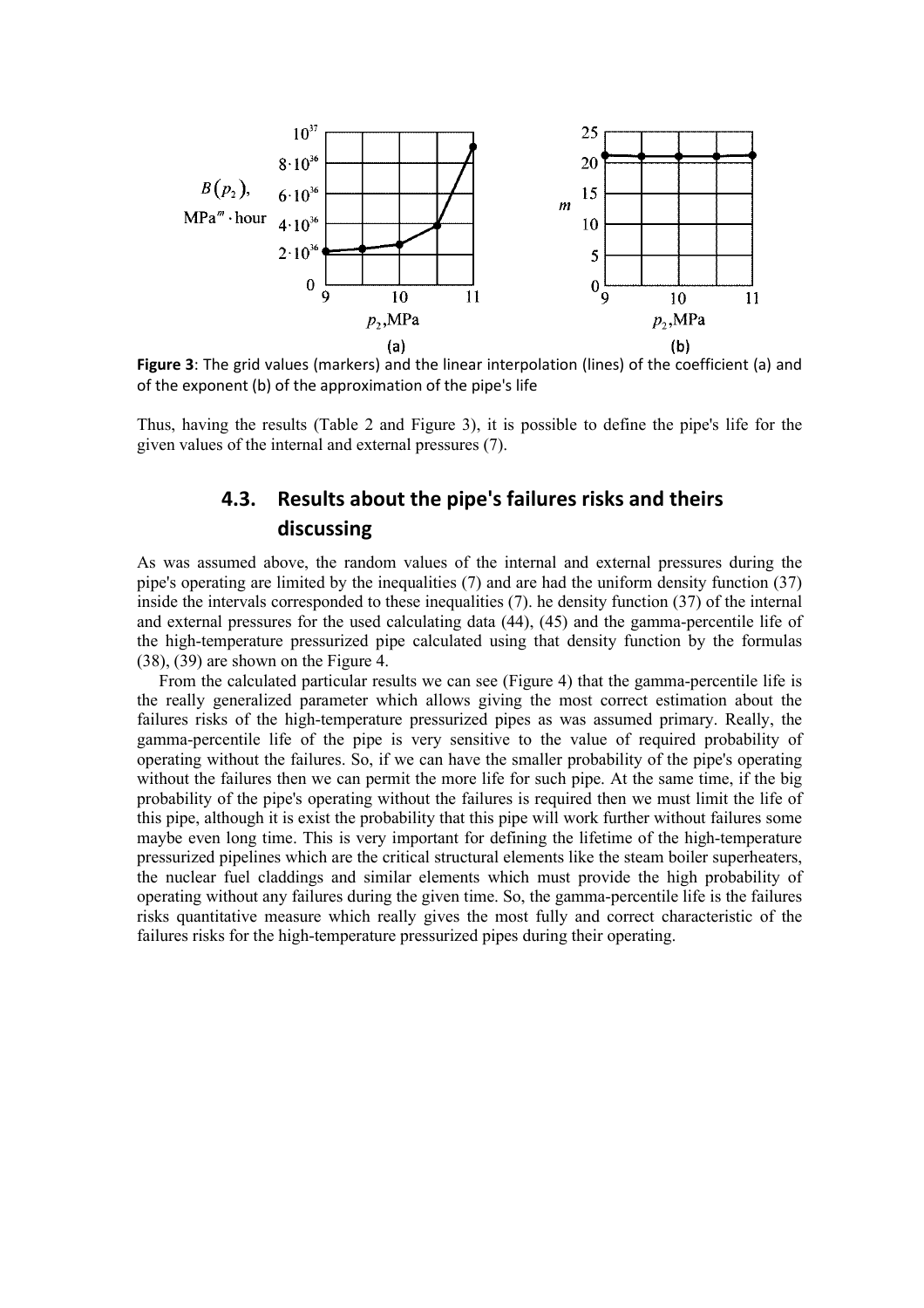**Figure 3**: The grid values (markers) and the linear interpolation (lines) of the coefficient (a) and of the exponent (b) of the approximation of the pipe's life

Thus, having the results (Table 2 and Figure 3), it is possible to define the pipe's life for the given values of the internal and external pressures (7).

## 4.3. Results about the pipe's failures risks and theirs discussing

As was assumed above, the random values of the internal and external pressures during the pipe's operating are limited by the inequalities (7) and are had the uniform density function (37) inside the intervals corresponded to these inequalities (7). he density function (37) of the internal and external pressures for the used calculating data (44), (45) and the gamma-percentile life of the high-temperature pressurized pipe calculated using that density function by the formulas (38), (39) are shown on the Figure 4.

From the calculated particular results we can see (Figure 4) that the gamma-percentile life is the really generalized parameter which allows giving the most correct estimation about the failures risks of the high-temperature pressurized pipes as was assumed primary. Really, the gamma-percentile life of the pipe is very sensitive to the value of required probability of operating without the failures. So, if we can have the smaller probability of the pipe's operating without the failures then we can permit the more life for such pipe. At the same time, if the big probability of the pipe's operating without the failures is required then we must limit the life of this pipe, although it is exist the probability that this pipe will work further without failures some maybe even long time. This is very important for defining the lifetime of the high-temperature pressurized pipelines which are the critical structural elements like the steam boiler superheaters, the nuclear fuel claddings and similar elements which must provide the high probability of operating without any failures during the given time. So, the gamma-percentile life is the failures risks quantitative measure which really gives the most fully and correct characteristic of the failures risks for the high-temperature pressurized pipes during their operating.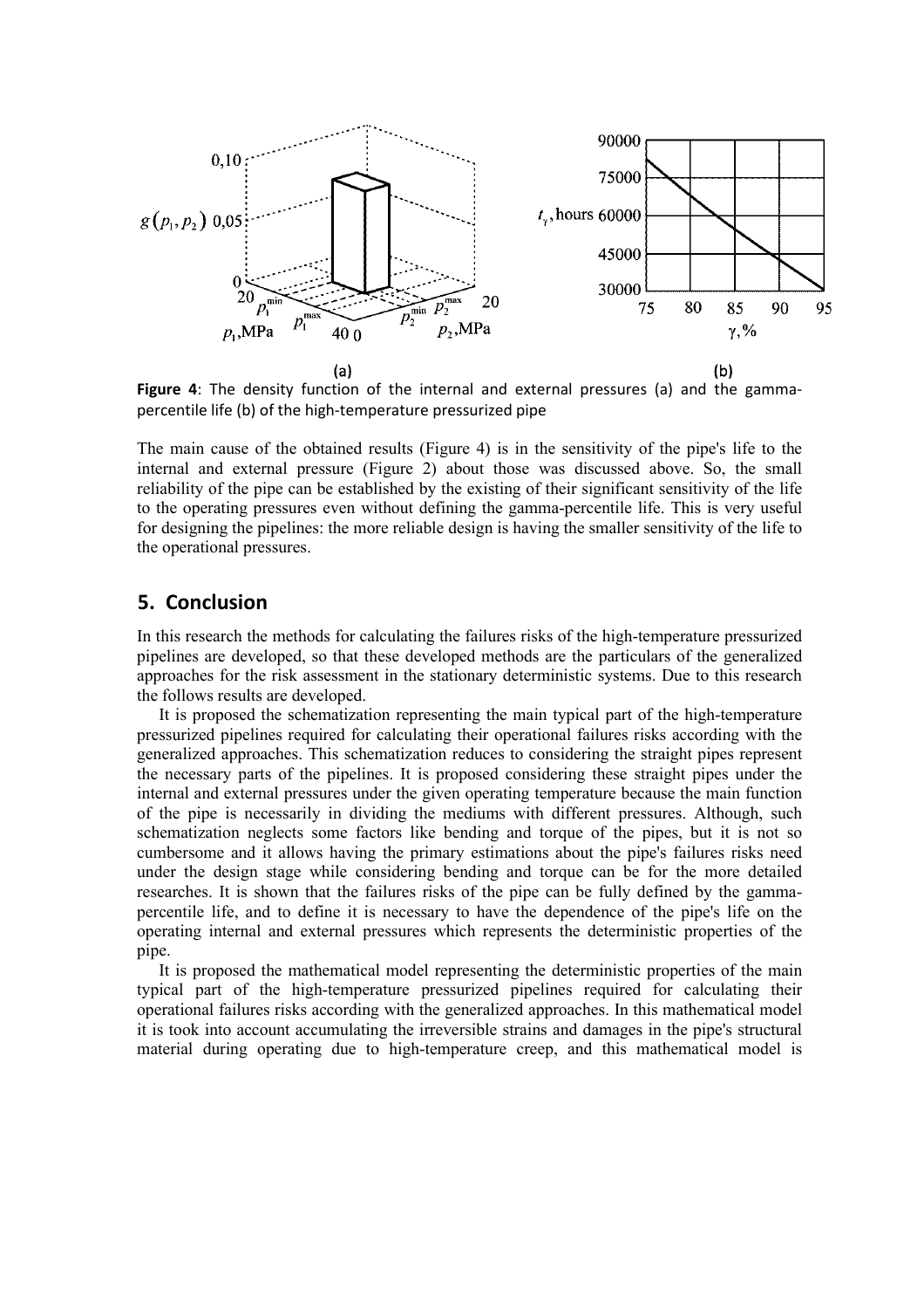**Figure 4**: The density function of the internal and external pressures (a) and the gamma-percentile life (b) of the high-temperature pressurized pipe

The main cause of the obtained results (Figure 4) is in the sensitivity of the pipe's life to the internal and external pressure (Figure 2) about those was discussed above. So, the small reliability of the pipe can be established by the existing of their significant sensitivity of the life to the operating pressures even without defining the gamma-percentile life. This is very useful for designing the pipelines: the more reliable design is having the smaller sensitivity of the life to the operational pressures.

## 5. Conclusion

In this research the methods for calculating the failures risks of the high-temperature pressurized pipelines are developed, so that these developed methods are the particulars of the generalized approaches for the risk assessment in the stationary deterministic systems. Due to this research the follows results are developed.

It is proposed the schematization representing the main typical part of the high-temperature pressurized pipelines required for calculating their operational failures risks according with the generalized approaches. This schematization reduces to considering the straight pipes represent the necessary parts of the pipelines. It is proposed considering these straight pipes under the internal and external pressures under the given operating temperature because the main function of the pipe is necessarily in dividing the mediums with different pressures. Although, such schematization neglects some factors like bending and torque of the pipes, but it is not so cumbersome and it allows having the primary estimations about the pipe's failures risks need under the design stage while considering bending and torque can be for the more detailed researches. It is shown that the failures risks of the pipe can be fully defined by the gamma-percentile life, and to define it is necessary to have the dependence of the pipe's life on the operating internal and external pressures which represents the deterministic properties of the pipe.

It is proposed the mathematical model representing the deterministic properties of the main typical part of the high-temperature pressurized pipelines required for calculating their operational failures risks according with the generalized approaches. In this mathematical model it is took into account accumulating the irreversible strains and damages in the pipe's structural material during operating due to high-temperature creep, and this mathematical model is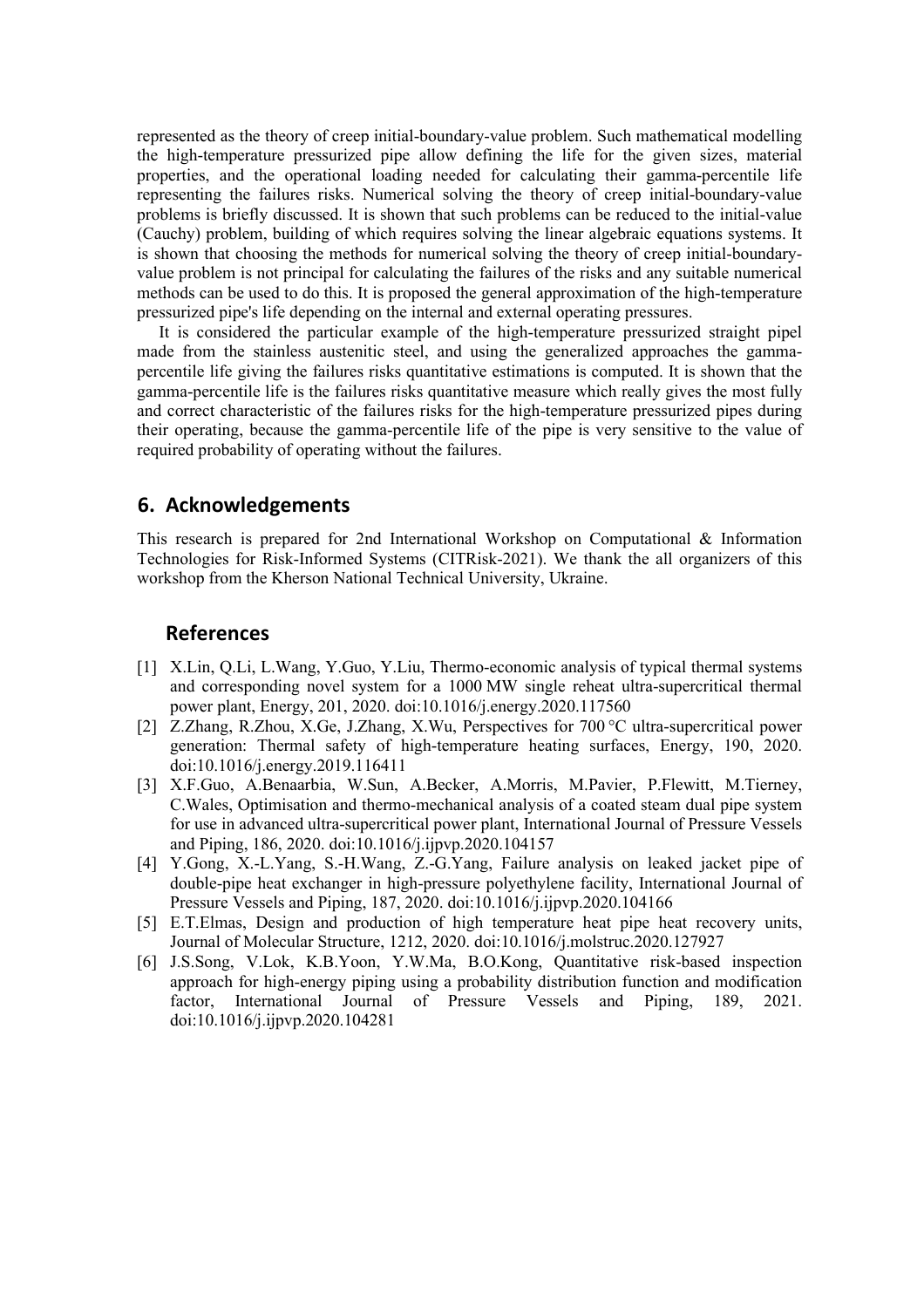represented as the theory of creep initial-boundary-value problem. Such mathematical modelling the high-temperature pressurized pipe allow defining the life for the given sizes, material properties, and the operational loading needed for calculating their gamma-percentile life representing the failures risks. Numerical solving the theory of creep initial-boundary-value problems is briefly discussed. It is shown that such problems can be reduced to the initial-value (Cauchy) problem, building of which requires solving the linear algebraic equations systems. It is shown that choosing the methods for numerical solving the theory of creep initial-boundary-value problem is not principal for calculating the failures of the risks and any suitable numerical methods can be used to do this. It is proposed the general approximation of the high-temperature pressurized pipe's life depending on the internal and external operating pressures.

It is considered the particular example of the high-temperature pressurized straight pipel made from the stainless austenitic steel, and using the generalized approaches the gamma-percentile life giving the failures risks quantitative estimations is computed. It is shown that the gamma-percentile life is the failures risks quantitative measure which really gives the most fully and correct characteristic of the failures risks for the high-temperature pressurized pipes during their operating, because the gamma-percentile life of the pipe is very sensitive to the value of required probability of operating without the failures.

## 6. Acknowledgements

This research is prepared for 2nd International Workshop on Computational & Information Technologies for Risk-Informed Systems (CITRisk-2021). We thank the all organizers of this workshop from the Kherson National Technical University, Ukraine.

## References

[1] X.Lin, Q.Li, L.Wang, Y.Guo, Y.Liu, Thermo-economic analysis of typical thermal systems and corresponding novel system for a 1000 MW single reheat ultra-supercritical thermal power plant, Energy, 201, 2020. doi:10.1016/j.energy.2020.117560

[2] Z.Zhang, R.Zhou, X.Ge, J.Zhang, X.Wu, Perspectives for 700 °C ultra-supercritical power generation: Thermal safety of high-temperature heating surfaces, Energy, 190, 2020. doi:10.1016/j.energy.2019.116411

[3] X.F.Guo, A.Benaarbia, W.Sun, A.Becker, A.Morris, M.Pavier, P.Flewitt, M.Tierney, C.Wales, Optimisation and thermo-mechanical analysis of a coated steam dual pipe system for use in advanced ultra-supercritical power plant, International Journal of Pressure Vessels and Piping, 186, 2020. doi:10.1016/j.ijpvp.2020.104157

[4] Y.Gong, X.-L.Yang, S.-H.Wang, Z.-G.Yang, Failure analysis on leaked jacket pipe of double-pipe heat exchanger in high-pressure polyethylene facility, International Journal of Pressure Vessels and Piping, 187, 2020. doi:10.1016/j.ijpvp.2020.104166

[5] E.T.Elmas, Design and production of high temperature heat pipe heat recovery units, Journal of Molecular Structure, 1212, 2020. doi:10.1016/j.molstruc.2020.127927

[6] J.S.Song, V.Lok, K.B.Yoon, Y.W.Ma, B.O.Kong, Quantitative risk-based inspection approach for high-energy piping using a probability distribution function and modification factor, International Journal of Pressure Vessels and Piping, 189, 2021. doi:10.1016/j.ijpvp.2020.104281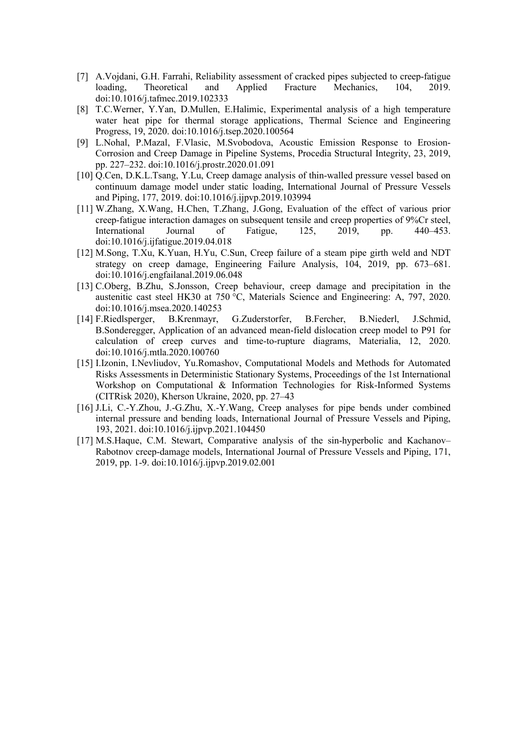[7] A.Vojdani, G.H. Farrahi, Reliability assessment of cracked pipes subjected to creep-fatigue loading, Theoretical and Applied Fracture Mechanics, 104, 2019. doi:10.1016/j.tafmec.2019.102333

[8] T.C.Werner, Y.Yan, D.Mullen, E.Halimic, Experimental analysis of a high temperature water heat pipe for thermal storage applications, Thermal Science and Engineering Progress, 19, 2020. doi:10.1016/j.tsep.2020.100564

[9] L.Nohal, P.Mazal, F.Vlasic, M.Svobodova, Acoustic Emission Response to Erosion-Corrosion and Creep Damage in Pipeline Systems, Procedia Structural Integrity, 23, 2019, pp. 227–232. doi:10.1016/j.prostr.2020.01.091

[10] Q.Cen, D.K.L.Tsang, Y.Lu, Creep damage analysis of thin-walled pressure vessel based on continuum damage model under static loading, International Journal of Pressure Vessels and Piping, 177, 2019. doi:10.1016/j.ijpvp.2019.103994

[11] W.Zhang, X.Wang, H.Chen, T.Zhang, J.Gong, Evaluation of the effect of various prior creep-fatigue interaction damages on subsequent tensile and creep properties of 9%Cr steel, International Journal of Fatigue, 125, 2019, pp. 440–453. doi:10.1016/j.ijfatigue.2019.04.018

[12] M.Song, T.Xu, K.Yuan, H.Yu, C.Sun, Creep failure of a steam pipe girth weld and NDT strategy on creep damage, Engineering Failure Analysis, 104, 2019, pp. 673–681. doi:10.1016/j.engfailanal.2019.06.048

[13] C.Oberg, B.Zhu, S.Jonsson, Creep behaviour, creep damage and precipitation in the austenitic cast steel HK30 at 750 °C, Materials Science and Engineering: A, 797, 2020. doi:10.1016/j.msea.2020.140253

[14] F.Riedlsperger, B.Krenmayr, G.Zuderstorfer, B.Fercher, B.Niederl, J.Schmid, B.Sonderegger, Application of an advanced mean-field dislocation creep model to P91 for calculation of creep curves and time-to-rupture diagrams, Materialia, 12, 2020. doi:10.1016/j.mtla.2020.100760

[15] I.Izonin, I.Nevliudov, Yu.Romashov, Computational Models and Methods for Automated Risks Assessments in Deterministic Stationary Systems, Proceedings of the 1st International Workshop on Computational & Information Technologies for Risk-Informed Systems (CITRisk 2020), Kherson Ukraine, 2020, pp. 27–43

[16] J.Li, C.-Y.Zhou, J.-G.Zhu, X.-Y.Wang, Creep analyses for pipe bends under combined internal pressure and bending loads, International Journal of Pressure Vessels and Piping, 193, 2021. doi:10.1016/j.ijpvp.2021.104450

[17] M.S.Haque, C.M. Stewart, Comparative analysis of the sin-hyperbolic and Kachanov–Rabotnov creep-damage models, International Journal of Pressure Vessels and Piping, 171, 2019, pp. 1-9. doi:10.1016/j.ijpvp.2019.02.001